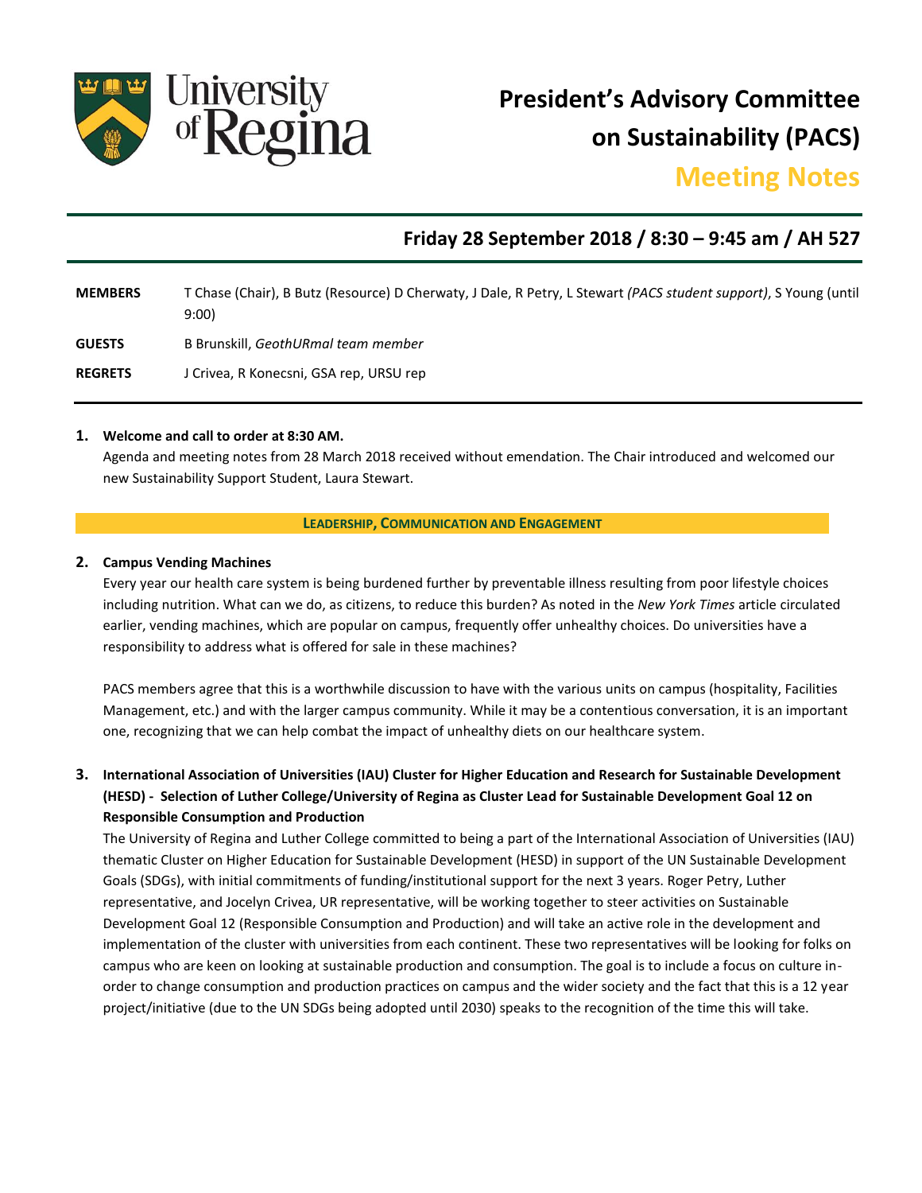# President's Advisory Committee on Sustainability (PACS)

## Meeting Notes

### Friday 28 September 2018 / 8:30 – 9:45 am / AH 527

| | |
|---|---|
| **MEMBERS** | T Chase (Chair), B Butz (Resource) D Cherwaty, J Dale, R Petry, L Stewart *(PACS student support)*, S Young (until 9:00) |
| **GUESTS** | B Brunskill, *GeothURmal team member* |
| **REGRETS** | J Crivea, R Konecsni, GSA rep, URSU rep |

**1. Welcome and call to order at 8:30 AM.**

Agenda and meeting notes from 28 March 2018 received without emendation. The Chair introduced and welcomed our new Sustainability Support Student, Laura Stewart.

**LEADERSHIP, COMMUNICATION AND ENGAGEMENT**

**2. Campus Vending Machines**

Every year our health care system is being burdened further by preventable illness resulting from poor lifestyle choices including nutrition. What can we do, as citizens, to reduce this burden? As noted in the *New York Times* article circulated earlier, vending machines, which are popular on campus, frequently offer unhealthy choices. Do universities have a responsibility to address what is offered for sale in these machines?

PACS members agree that this is a worthwhile discussion to have with the various units on campus (hospitality, Facilities Management, etc.) and with the larger campus community. While it may be a contentious conversation, it is an important one, recognizing that we can help combat the impact of unhealthy diets on our healthcare system.

**3. International Association of Universities (IAU) Cluster for Higher Education and Research for Sustainable Development (HESD) - Selection of Luther College/University of Regina as Cluster Lead for Sustainable Development Goal 12 on Responsible Consumption and Production**

The University of Regina and Luther College committed to being a part of the International Association of Universities (IAU) thematic Cluster on Higher Education for Sustainable Development (HESD) in support of the UN Sustainable Development Goals (SDGs), with initial commitments of funding/institutional support for the next 3 years. Roger Petry, Luther representative, and Jocelyn Crivea, UR representative, will be working together to steer activities on Sustainable Development Goal 12 (Responsible Consumption and Production) and will take an active role in the development and implementation of the cluster with universities from each continent. These two representatives will be looking for folks on campus who are keen on looking at sustainable production and consumption. The goal is to include a focus on culture in-order to change consumption and production practices on campus and the wider society and the fact that this is a 12 year project/initiative (due to the UN SDGs being adopted until 2030) speaks to the recognition of the time this will take.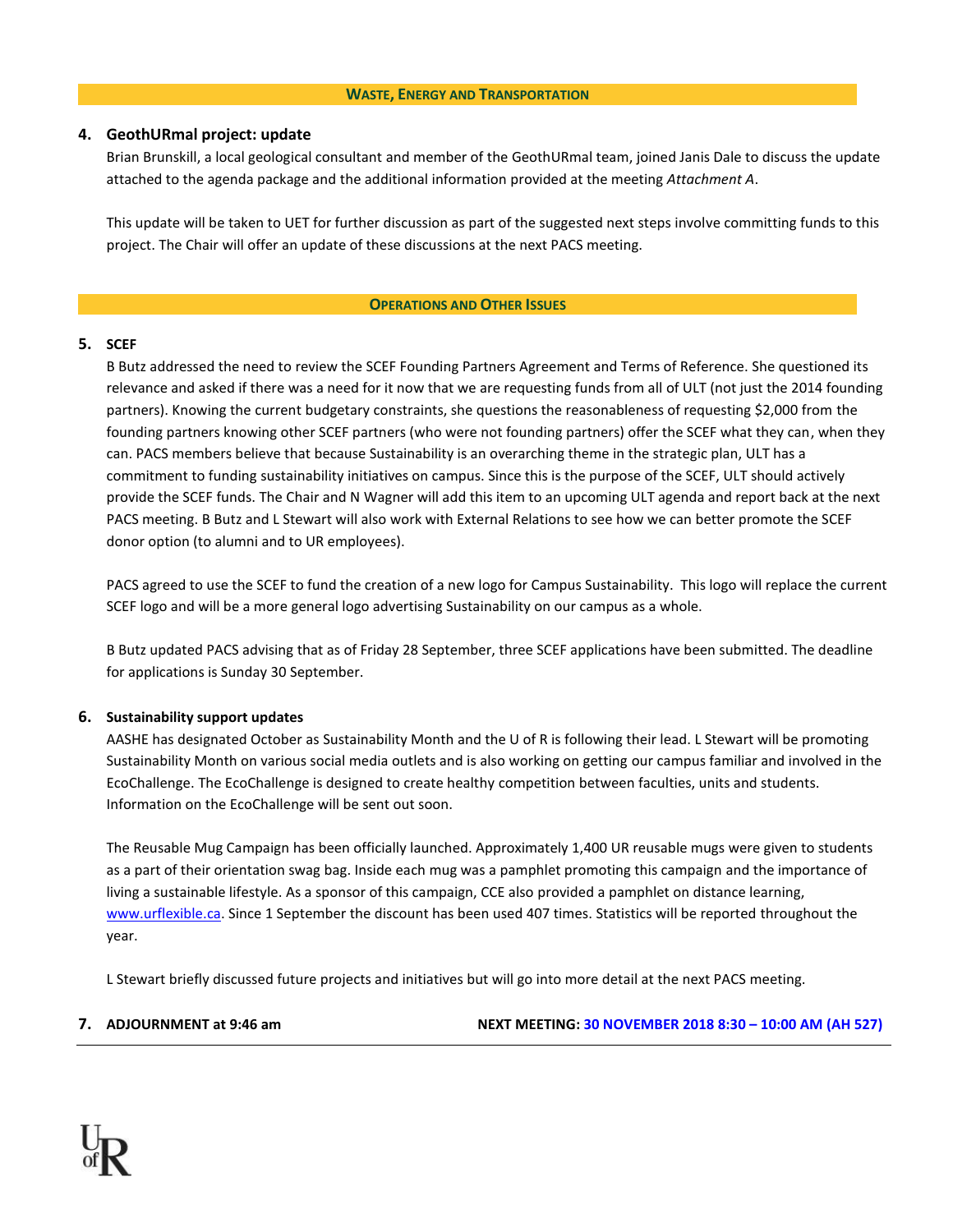## Waste, Energy and Transportation

### 4. GeothURmal project: update

Brian Brunskill, a local geological consultant and member of the GeothURmal team, joined Janis Dale to discuss the update attached to the agenda package and the additional information provided at the meeting *Attachment A*.

This update will be taken to UET for further discussion as part of the suggested next steps involve committing funds to this project. The Chair will offer an update of these discussions at the next PACS meeting.

## Operations and Other Issues

### 5. SCEF

B Butz addressed the need to review the SCEF Founding Partners Agreement and Terms of Reference. She questioned its relevance and asked if there was a need for it now that we are requesting funds from all of ULT (not just the 2014 founding partners). Knowing the current budgetary constraints, she questions the reasonableness of requesting $2,000 from the founding partners knowing other SCEF partners (who were not founding partners) offer the SCEF what they can, when they can. PACS members believe that because Sustainability is an overarching theme in the strategic plan, ULT has a commitment to funding sustainability initiatives on campus. Since this is the purpose of the SCEF, ULT should actively provide the SCEF funds. The Chair and N Wagner will add this item to an upcoming ULT agenda and report back at the next PACS meeting. B Butz and L Stewart will also work with External Relations to see how we can better promote the SCEF donor option (to alumni and to UR employees).

PACS agreed to use the SCEF to fund the creation of a new logo for Campus Sustainability. This logo will replace the current SCEF logo and will be a more general logo advertising Sustainability on our campus as a whole.

B Butz updated PACS advising that as of Friday 28 September, three SCEF applications have been submitted. The deadline for applications is Sunday 30 September.

### 6. Sustainability support updates

AASHE has designated October as Sustainability Month and the U of R is following their lead. L Stewart will be promoting Sustainability Month on various social media outlets and is also working on getting our campus familiar and involved in the EcoChallenge. The EcoChallenge is designed to create healthy competition between faculties, units and students. Information on the EcoChallenge will be sent out soon.

The Reusable Mug Campaign has been officially launched. Approximately 1,400 UR reusable mugs were given to students as a part of their orientation swag bag. Inside each mug was a pamphlet promoting this campaign and the importance of living a sustainable lifestyle. As a sponsor of this campaign, CCE also provided a pamphlet on distance learning, www.urflexible.ca. Since 1 September the discount has been used 407 times. Statistics will be reported throughout the year.

L Stewart briefly discussed future projects and initiatives but will go into more detail at the next PACS meeting.

### 7. ADJOURNMENT at 9:46 am

**NEXT MEETING: 30 NOVEMBER 2018 8:30 – 10:00 AM (AH 527)**